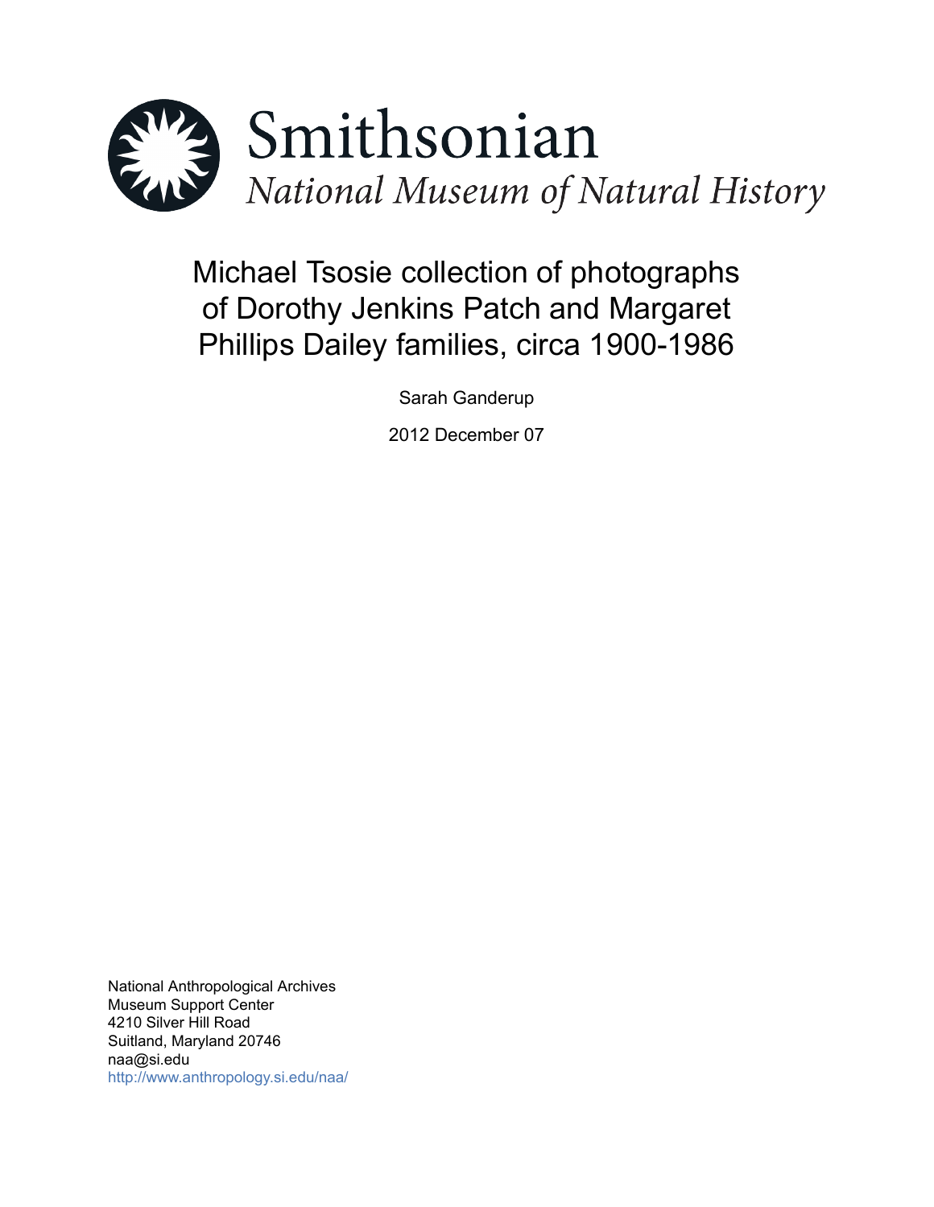Smithsonian
*National Museum of Natural History*

# Michael Tsosie collection of photographs of Dorothy Jenkins Patch and Margaret Phillips Dailey families, circa 1900-1986

Sarah Ganderup

2012 December 07

National Anthropological Archives
Museum Support Center
4210 Silver Hill Road
Suitland, Maryland 20746
naa@si.edu
http://www.anthropology.si.edu/naa/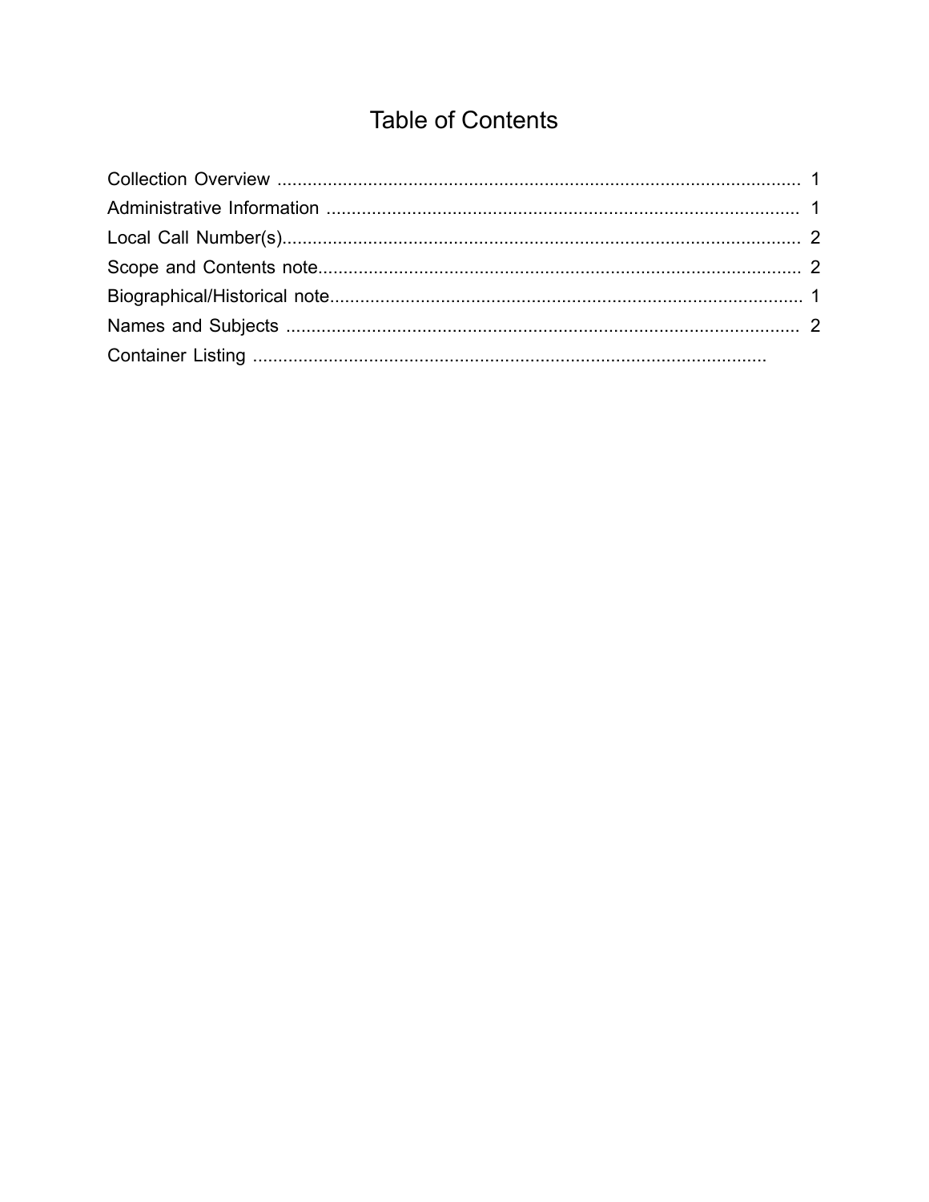# Table of Contents

Collection Overview ........................................................................................................ 1
Administrative Information ............................................................................................. 1
Local Call Number(s)....................................................................................................... 2
Scope and Contents note................................................................................................ 2
Biographical/Historical note............................................................................................. 1
Names and Subjects ...................................................................................................... 2
Container Listing ......................................................................................................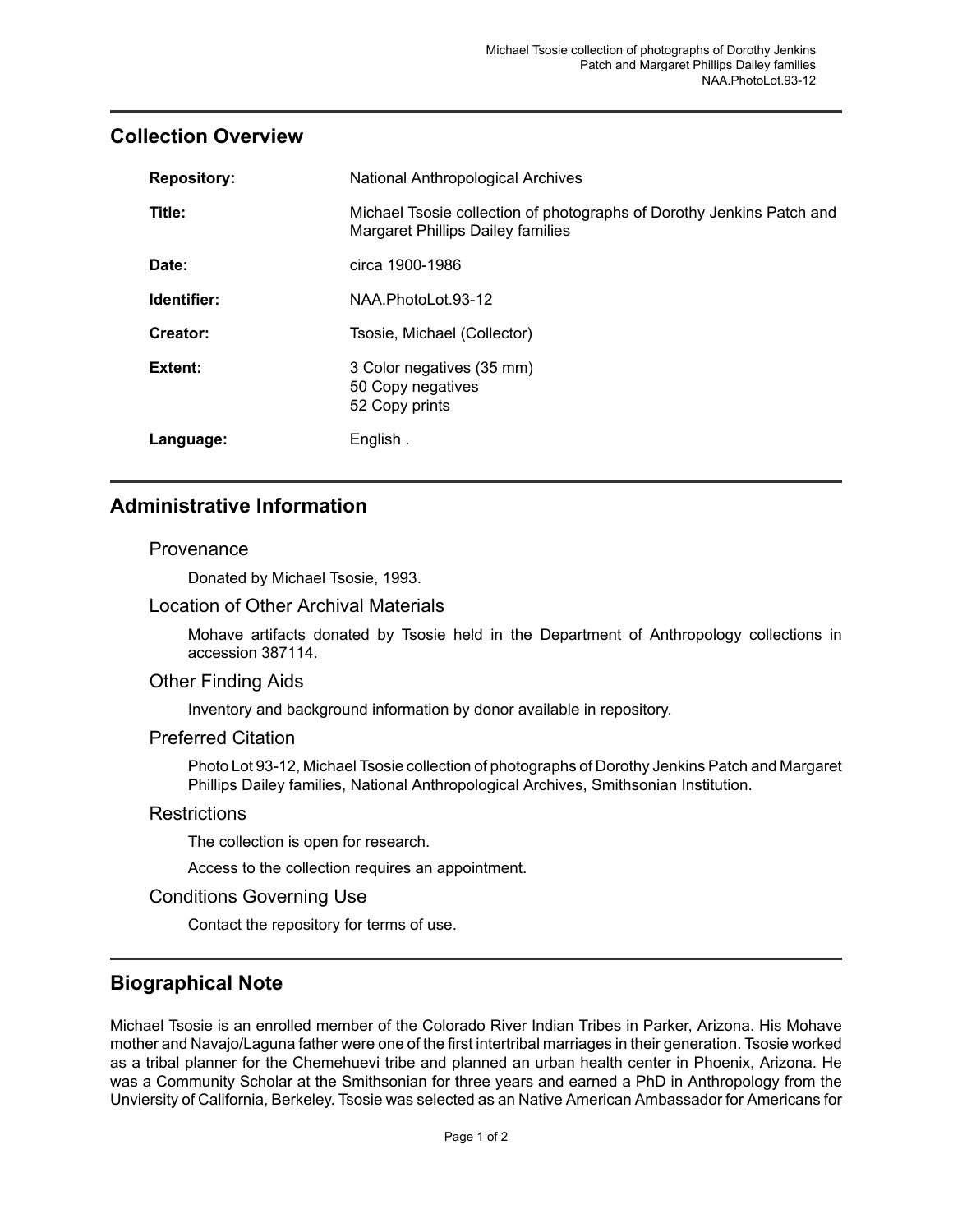## Collection Overview

| | |
|---|---|
| **Repository:** | National Anthropological Archives |
| **Title:** | Michael Tsosie collection of photographs of Dorothy Jenkins Patch and Margaret Phillips Dailey families |
| **Date:** | circa 1900-1986 |
| **Identifier:** | NAA.PhotoLot.93-12 |
| **Creator:** | Tsosie, Michael (Collector) |
| **Extent:** | 3 Color negatives (35 mm)<br>50 Copy negatives<br>52 Copy prints |
| **Language:** | English . |

## Administrative Information

### Provenance

Donated by Michael Tsosie, 1993.

### Location of Other Archival Materials

Mohave artifacts donated by Tsosie held in the Department of Anthropology collections in accession 387114.

### Other Finding Aids

Inventory and background information by donor available in repository.

### Preferred Citation

Photo Lot 93-12, Michael Tsosie collection of photographs of Dorothy Jenkins Patch and Margaret Phillips Dailey families, National Anthropological Archives, Smithsonian Institution.

### Restrictions

The collection is open for research.

Access to the collection requires an appointment.

### Conditions Governing Use

Contact the repository for terms of use.

## Biographical Note

Michael Tsosie is an enrolled member of the Colorado River Indian Tribes in Parker, Arizona. His Mohave mother and Navajo/Laguna father were one of the first intertribal marriages in their generation. Tsosie worked as a tribal planner for the Chemehuevi tribe and planned an urban health center in Phoenix, Arizona. He was a Community Scholar at the Smithsonian for three years and earned a PhD in Anthropology from the Unviersity of California, Berkeley. Tsosie was selected as an Native American Ambassador for Americans for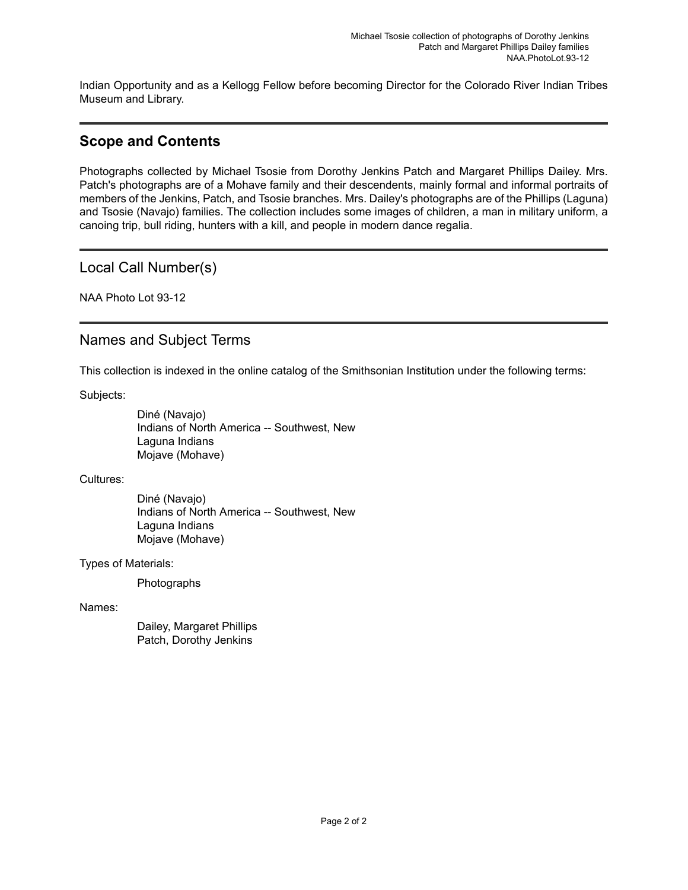Indian Opportunity and as a Kellogg Fellow before becoming Director for the Colorado River Indian Tribes Museum and Library.

## Scope and Contents

Photographs collected by Michael Tsosie from Dorothy Jenkins Patch and Margaret Phillips Dailey. Mrs. Patch's photographs are of a Mohave family and their descendents, mainly formal and informal portraits of members of the Jenkins, Patch, and Tsosie branches. Mrs. Dailey's photographs are of the Phillips (Laguna) and Tsosie (Navajo) families. The collection includes some images of children, a man in military uniform, a canoing trip, bull riding, hunters with a kill, and people in modern dance regalia.

## Local Call Number(s)

NAA Photo Lot 93-12

## Names and Subject Terms

This collection is indexed in the online catalog of the Smithsonian Institution under the following terms:

Subjects:

- Diné (Navajo)
- Indians of North America -- Southwest, New
- Laguna Indians
- Mojave (Mohave)

Cultures:

- Diné (Navajo)
- Indians of North America -- Southwest, New
- Laguna Indians
- Mojave (Mohave)

Types of Materials:

- Photographs

Names:

- Dailey, Margaret Phillips
- Patch, Dorothy Jenkins